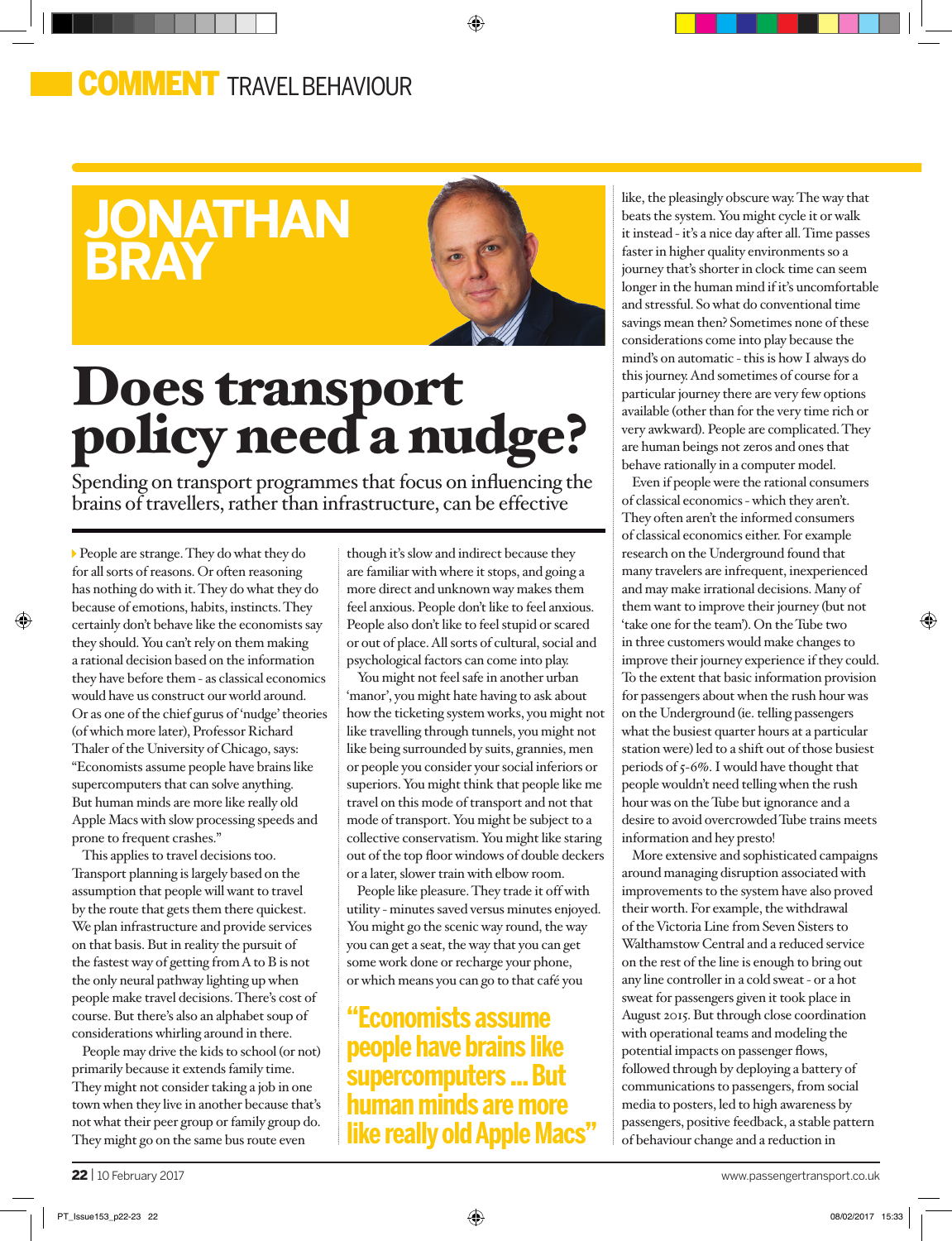# JONATHAN BRAY

# Does transport policy need a nudge?

Spending on transport programmes that focus on influencing the brains of travellers, rather than infrastructure, can be effective

People are strange. They do what they do for all sorts of reasons. Or often reasoning has nothing do with it. They do what they do because of emotions, habits, instincts. They certainly don't behave like the economists say they should. You can't rely on them making a rational decision based on the information they have before them - as classical economics would have us construct our world around. Or as one of the chief gurus of 'nudge' theories (of which more later), Professor Richard Thaler of the University of Chicago, says: "Economists assume people have brains like supercomputers that can solve anything. But human minds are more like really old Apple Macs with slow processing speeds and prone to frequent crashes."

This applies to travel decisions too. Transport planning is largely based on the assumption that people will want to travel by the route that gets them there quickest. We plan infrastructure and provide services on that basis. But in reality the pursuit of the fastest way of getting from A to B is not the only neural pathway lighting up when people make travel decisions. There's cost of course. But there's also an alphabet soup of considerations whirling around in there.

People may drive the kids to school (or not) primarily because it extends family time. They might not consider taking a job in one town when they live in another because that's not what their peer group or family group do. They might go on the same bus route even though it's slow and indirect because they are familiar with where it stops, and going a more direct and unknown way makes them feel anxious. People don't like to feel anxious. People also don't like to feel stupid or scared or out of place. All sorts of cultural, social and psychological factors can come into play.

You might not feel safe in another urban 'manor', you might hate having to ask about how the ticketing system works, you might not like travelling through tunnels, you might not like being surrounded by suits, grannies, men or people you consider your social inferiors or superiors. You might think that people like me travel on this mode of transport and not that mode of transport. You might be subject to a collective conservatism. You might like staring out of the top floor windows of double deckers or a later, slower train with elbow room.

People like pleasure. They trade it off with utility - minutes saved versus minutes enjoyed. You might go the scenic way round, the way you can get a seat, the way that you can get some work done or recharge your phone, or which means you can go to that café you like, the pleasingly obscure way. The way that beats the system. You might cycle it or walk it instead - it's a nice day after all. Time passes faster in higher quality environments so a journey that's shorter in clock time can seem longer in the human mind if it's uncomfortable and stressful. So what do conventional time savings mean then? Sometimes none of these considerations come into play because the mind's on automatic - this is how I always do this journey. And sometimes of course for a particular journey there are very few options available (other than for the very time rich or very awkward). People are complicated. They are human beings not zeros and ones that behave rationally in a computer model.

> **"Economists assume people have brains like supercomputers ... But human minds are more like really old Apple Macs"**

Even if people were the rational consumers of classical economics - which they aren't. They often aren't the informed consumers of classical economics either. For example research on the Underground found that many travelers are infrequent, inexperienced and may make irrational decisions. Many of them want to improve their journey (but not 'take one for the team'). On the Tube two in three customers would make changes to improve their journey experience if they could. To the extent that basic information provision for passengers about when the rush hour was on the Underground (ie. telling passengers what the busiest quarter hours at a particular station were) led to a shift out of those busiest periods of 5-6%. I would have thought that people wouldn't need telling when the rush hour was on the Tube but ignorance and a desire to avoid overcrowded Tube trains meets information and hey presto!

More extensive and sophisticated campaigns around managing disruption associated with improvements to the system have also proved their worth. For example, the withdrawal of the Victoria Line from Seven Sisters to Walthamstow Central and a reduced service on the rest of the line is enough to bring out any line controller in a cold sweat - or a hot sweat for passengers given it took place in August 2015. But through close coordination with operational teams and modeling the potential impacts on passenger flows, followed through by deploying a battery of communications to passengers, from social media to posters, led to high awareness by passengers, positive feedback, a stable pattern of behaviour change and a reduction in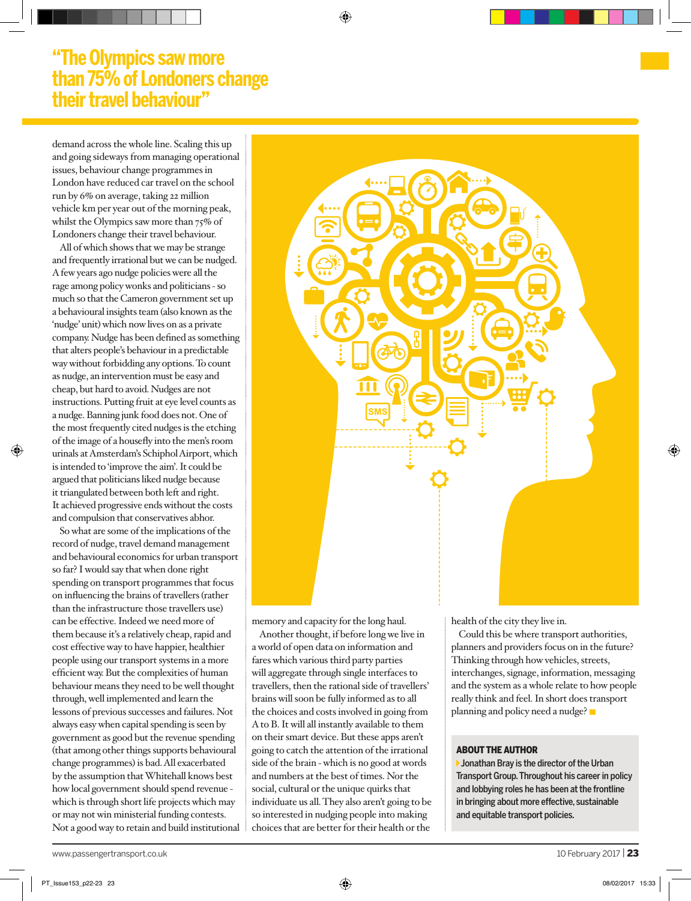# "The Olympics saw more than 75% of Londoners change their travel behaviour"

demand across the whole line. Scaling this up and going sideways from managing operational issues, behaviour change programmes in London have reduced car travel on the school run by 6% on average, taking 22 million vehicle km per year out of the morning peak, whilst the Olympics saw more than 75% of Londoners change their travel behaviour.

All of which shows that we may be strange and frequently irrational but we can be nudged. A few years ago nudge policies were all the rage among policy wonks and politicians - so much so that the Cameron government set up a behavioural insights team (also known as the 'nudge' unit) which now lives on as a private company. Nudge has been defined as something that alters people's behaviour in a predictable way without forbidding any options. To count as nudge, an intervention must be easy and cheap, but hard to avoid. Nudges are not instructions. Putting fruit at eye level counts as a nudge. Banning junk food does not. One of the most frequently cited nudges is the etching of the image of a housefly into the men's room urinals at Amsterdam's Schiphol Airport, which is intended to 'improve the aim'. It could be argued that politicians liked nudge because it triangulated between both left and right. It achieved progressive ends without the costs and compulsion that conservatives abhor.

So what are some of the implications of the record of nudge, travel demand management and behavioural economics for urban transport so far? I would say that when done right spending on transport programmes that focus on influencing the brains of travellers (rather than the infrastructure those travellers use) can be effective. Indeed we need more of them because it's a relatively cheap, rapid and cost effective way to have happier, healthier people using our transport systems in a more efficient way. But the complexities of human behaviour means they need to be well thought through, well implemented and learn the lessons of previous successes and failures. Not always easy when capital spending is seen by government as good but the revenue spending (that among other things supports behavioural change programmes) is bad. All exacerbated by the assumption that Whitehall knows best how local government should spend revenue - which is through short life projects which may or may not win ministerial funding contests. Not a good way to retain and build institutional memory and capacity for the long haul.

Another thought, if before long we live in a world of open data on information and fares which various third party parties will aggregate through single interfaces to travellers, then the rational side of travellers' brains will soon be fully informed as to all the choices and costs involved in going from A to B. It will all instantly available to them on their smart device. But these apps aren't going to catch the attention of the irrational side of the brain - which is no good at words and numbers at the best of times. Nor the social, cultural or the unique quirks that individuate us all. They also aren't going to be so interested in nudging people into making choices that are better for their health or the health of the city they live in.

Could this be where transport authorities, planners and providers focus on in the future? Thinking through how vehicles, streets, interchanges, signage, information, messaging and the system as a whole relate to how people really think and feel. In short does transport planning and policy need a nudge?

**ABOUT THE AUTHOR**

**Jonathan Bray is the director of the Urban Transport Group. Throughout his career in policy and lobbying roles he has been at the frontline in bringing about more effective, sustainable and equitable transport policies.**